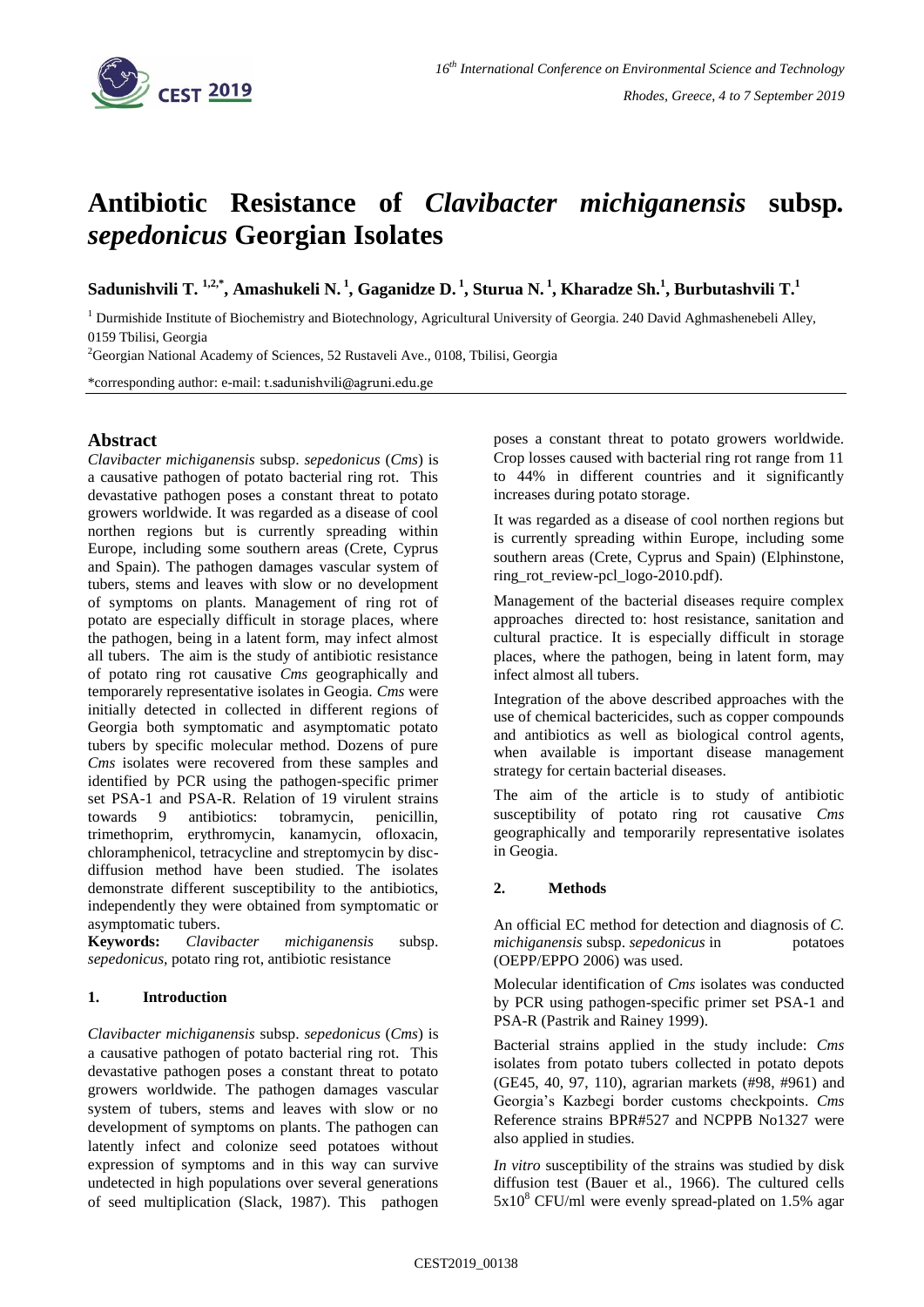# Antibiotic Resistance of *Clavibacter michiganensis* subsp. *sepedonicus* Georgian Isolates

**Sadunishvili T.[1,2,*], Amashukeli N.[1], Gaganidze D.[1], Sturua N.[1], Kharadze Sh.[1], Burbutashvili T.[1]**

[1] Durmishide Institute of Biochemistry and Biotechnology, Agricultural University of Georgia. 240 David Aghmashenebeli Alley, 0159 Tbilisi, Georgia

[2] Georgian National Academy of Sciences, 52 Rustaveli Ave., 0108, Tbilisi, Georgia

*corresponding author: e-mail: t.sadunishvili@agruni.edu.ge

## Abstract

*Clavibacter michiganensis* subsp. *sepedonicus* (*Cms*) is a causative pathogen of potato bacterial ring rot. This devastative pathogen poses a constant threat to potato growers worldwide. It was regarded as a disease of cool northen regions but is currently spreading within Europe, including some southern areas (Crete, Cyprus and Spain). The pathogen damages vascular system of tubers, stems and leaves with slow or no development of symptoms on plants. Management of ring rot of potato are especially difficult in storage places, where the pathogen, being in a latent form, may infect almost all tubers. The aim is the study of antibiotic resistance of potato ring rot causative *Cms* geographically and temporarely representative isolates in Gegia. *Cms* were initially detected in collected in different regions of Georgia both symptomatic and asymptomatic potato tubers by specific molecular method. Dozens of pure *Cms* isolates were recovered from these samples and identified by PCR using the pathogen-specific primer set PSA-1 and PSA-R. Relation of 19 virulent strains towards 9 antibiotics: tobramycin, penicillin, trimethoprim, erythromycin, kanamycin, ofloxacin, chloramphenicol, tetracycline and streptomycin by disc-diffusion method have been studied. The isolates demonstrate different susceptibility to the antibiotics, independently they were obtained from symptomatic or asymptomatic tubers.

**Keywords:** *Clavibacter michiganensis* subsp. *sepedonicus*, potato ring rot, antibiotic resistance

## 1. Introduction

*Clavibacter michiganensis* subsp. *sepedonicus* (*Cms*) is a causative pathogen of potato bacterial ring rot. This devastative pathogen poses a constant threat to potato growers worldwide. The pathogen damages vascular system of tubers, stems and leaves with slow or no development of symptoms on plants. The pathogen can latently infect and colonize seed potatoes without expression of symptoms and in this way can survive undetected in high populations over several generations of seed multiplication (Slack, 1987). This pathogen poses a constant threat to potato growers worldwide. Crop losses caused with bacterial ring rot range from 11 to 44% in different countries and it significantly increases during potato storage.

It was regarded as a disease of cool northen regions but is currently spreading within Europe, including some southern areas (Crete, Cyprus and Spain) (Elphinstone, ring_rot_review-pcl_logo-2010.pdf).

Management of the bacterial diseases require complex approaches directed to: host resistance, sanitation and cultural practice. It is especially difficult in storage places, where the pathogen, being in latent form, may infect almost all tubers.

Integration of the above described approaches with the use of chemical bactericides, such as copper compounds and antibiotics as well as biological control agents, when available is important disease management strategy for certain bacterial diseases.

The aim of the article is to study of antibiotic susceptibility of potato ring rot causative *Cms* geographically and temporarily representative isolates in Gegia.

## 2. Methods

An official EC method for detection and diagnosis of *C. michiganensis* subsp. *sepedonicus* in potatoes (OEPP/EPPO 2006) was used.

Molecular identification of *Cms* isolates was conducted by PCR using pathogen-specific primer set PSA-1 and PSA-R (Pastrik and Rainey 1999).

Bacterial strains applied in the study include: *Cms* isolates from potato tubers collected in potato depots (GE45, 40, 97, 110), agrarian markets (#98, #961) and Georgia's Kazbegi border customs checkpoints. *Cms* Reference strains BPR#527 and NCPPB No1327 were also applied in studies.

*In vitro* susceptibility of the strains was studied by disk diffusion test (Bauer et al., 1966). The cultured cells $5x10^8$ CFU/ml were evenly spread-plated on 1.5% agar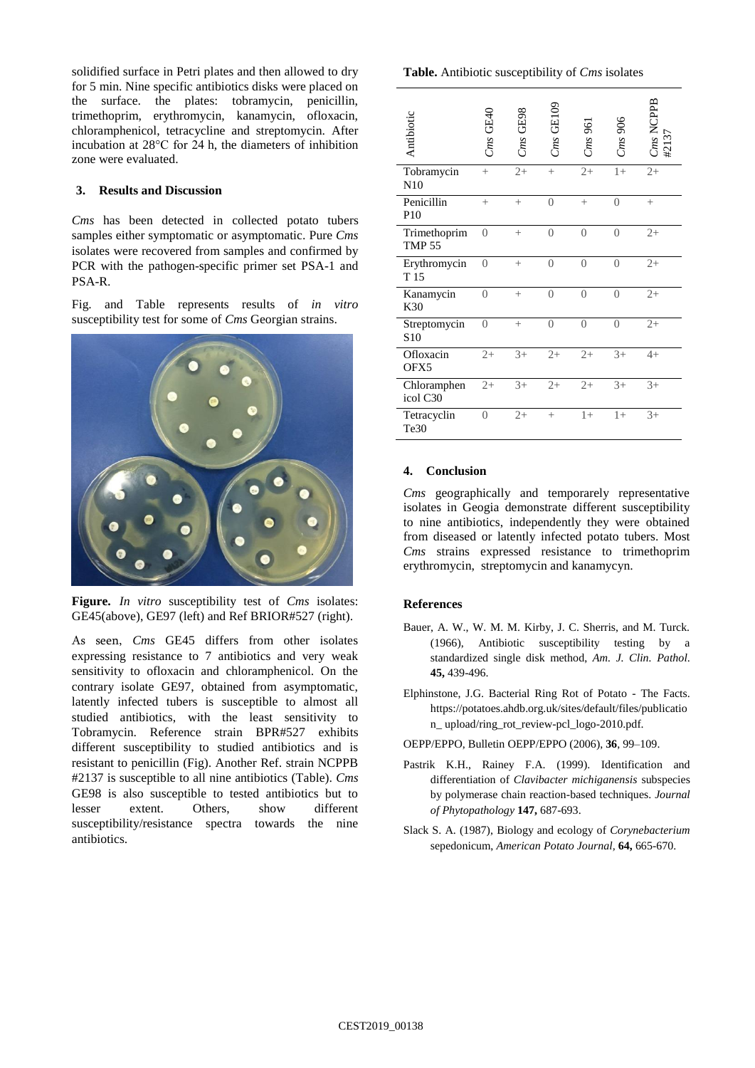solidified surface in Petri plates and then allowed to dry for 5 min. Nine specific antibiotics disks were placed on the surface. the plates: tobramycin, penicillin, trimethoprim, erythromycin, kanamycin, ofloxacin, chloramphenicol, tetracycline and streptomycin. After incubation at 28°C for 24 h, the diameters of inhibition zone were evaluated.

## 3. Results and Discussion

*Cms* has been detected in collected potato tubers samples either symptomatic or asymptomatic. Pure *Cms* isolates were recovered from samples and confirmed by PCR with the pathogen-specific primer set PSA-1 and PSA-R.

Fig. and Table represents results of *in vitro* susceptibility test for some of *Cms* Georgian strains.

**Figure.** *In vitro* susceptibility test of *Cms* isolates: GE45(above), GE97 (left) and Ref BRIOR#527 (right).

As seen, *Cms* GE45 differs from other isolates expressing resistance to 7 antibiotics and very weak sensitivity to ofloxacin and chloramphenicol. On the contrary isolate GE97, obtained from asymptomatic, latently infected tubers is susceptible to almost all studied antibiotics, with the least sensitivity to Tobramycin. Reference strain BPR#527 exhibits different susceptibility to studied antibiotics and is resistant to penicillin (Fig). Another Ref. strain NCPPB #2137 is susceptible to all nine antibiotics (Table). *Cms* GE98 is also susceptible to tested antibiotics but to lesser extent. Others, show different susceptibility/resistance spectra towards the nine antibiotics.

**Table.** Antibiotic susceptibility of *Cms* isolates

| Antibiotic | *Cms* GE40 | *Cms* GE98 | *Cms* GE109 | *Cms* 961 | *Cms* 906 | *Cms* NCPPB #2137 |
|---|---|---|---|---|---|---|
| Tobramycin N10 | + | 2+ | + | 2+ | 1+ | 2+ |
| Penicillin P10 | + | + | 0 | + | 0 | + |
| Trimethoprim TMP 55 | 0 | + | 0 | 0 | 0 | 2+ |
| Erythromycin T 15 | 0 | + | 0 | 0 | 0 | 2+ |
| Kanamycin K30 | 0 | + | 0 | 0 | 0 | 2+ |
| Streptomycin S10 | 0 | + | 0 | 0 | 0 | 2+ |
| Ofloxacin OFX5 | 2+ | 3+ | 2+ | 2+ | 3+ | 4+ |
| Chloramphenicol C30 | 2+ | 3+ | 2+ | 2+ | 3+ | 3+ |
| Tetracyclin Te30 | 0 | 2+ | + | 1+ | 1+ | 3+ |

## 4. Conclusion

*Cms* geographically and temporarely representative isolates in Geogia demonstrate different susceptibility to nine antibiotics, independently they were obtained from diseased or latently infected potato tubers. Most *Cms* strains expressed resistance to trimethoprim erythromycin, streptomycin and kanamycyn.

## References

Bauer, A. W., W. M. M. Kirby, J. C. Sherris, and M. Turck. (1966), Antibiotic susceptibility testing by a standardized single disk method, *Am. J. Clin. Pathol*. **45,** 439-496.

Elphinstone, J.G. Bacterial Ring Rot of Potato - The Facts. https://potatoes.ahdb.org.uk/sites/default/files/publication_ upload/ring_rot_review-pcl_logo-2010.pdf.

OEPP/EPPO, Bulletin OEPP/EPPO (2006), **36**, 99–109.

Pastrik K.H., Rainey F.A. (1999). Identification and differentiation of *Clavibacter michiganensis* subspecies by polymerase chain reaction-based techniques. *Journal of Phytopathology* **147,** 687-693.

Slack S. A. (1987), Biology and ecology of *Corynebacterium* sepedonicum, *American Potato Journal,* **64,** 665-670.